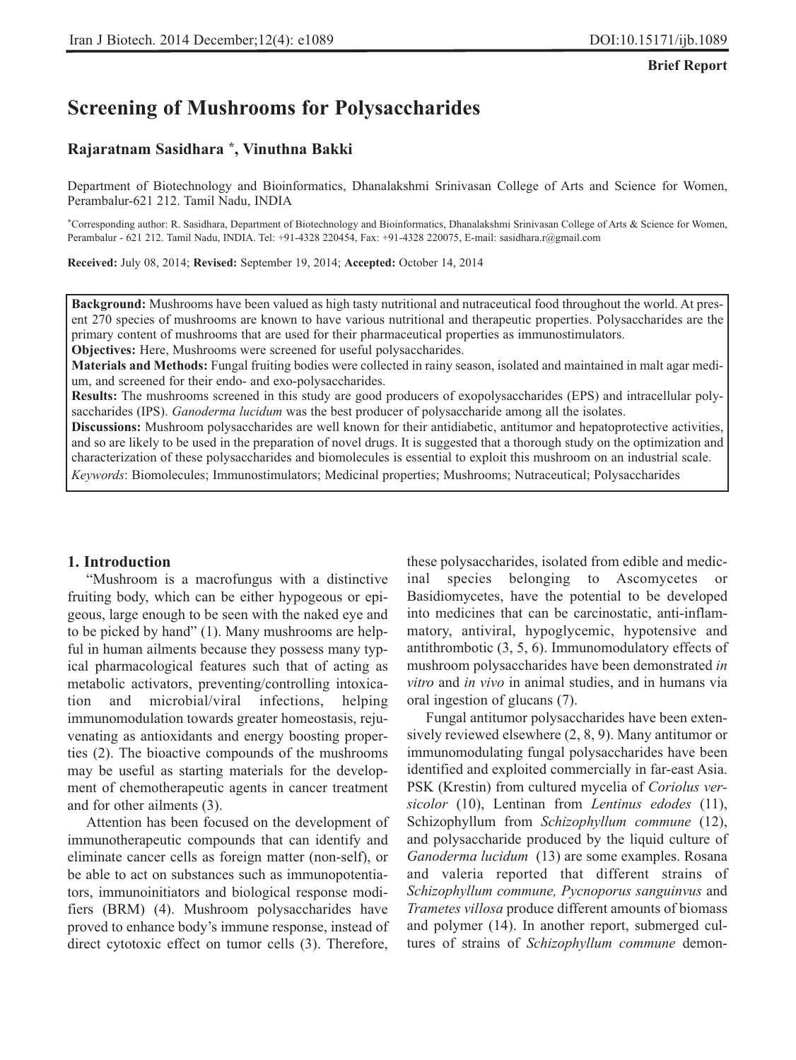**Brief Report**

# Screening of Mushrooms for Polysaccharides

**Rajaratnam Sasidhara \*, Vinuthna Bakki**

Department of Biotechnology and Bioinformatics, Dhanalakshmi Srinivasan College of Arts and Science for Women, Perambalur-621 212. Tamil Nadu, INDIA

\*Corresponding author: R. Sasidhara, Department of Biotechnology and Bioinformatics, Dhanalakshmi Srinivasan College of Arts & Science for Women, Perambalur - 621 212. Tamil Nadu, INDIA. Tel: +91-4328 220454, Fax: +91-4328 220075, E-mail: sasidhara.r@gmail.com

**Received:** July 08, 2014; **Revised:** September 19, 2014; **Accepted:** October 14, 2014

**Background:** Mushrooms have been valued as high tasty nutritional and nutraceutical food throughout the world. At present 270 species of mushrooms are known to have various nutritional and therapeutic properties. Polysaccharides are the primary content of mushrooms that are used for their pharmaceutical properties as immunostimulators.

**Objectives:** Here, Mushrooms were screened for useful polysaccharides.

**Materials and Methods:** Fungal fruiting bodies were collected in rainy season, isolated and maintained in malt agar medium, and screened for their endo- and exo-polysaccharides.

**Results:** The mushrooms screened in this study are good producers of exopolysaccharides (EPS) and intracellular polysaccharides (IPS). *Ganoderma lucidum* was the best producer of polysaccharide among all the isolates.

**Discussions:** Mushroom polysaccharides are well known for their antidiabetic, antitumor and hepatoprotective activities, and so are likely to be used in the preparation of novel drugs. It is suggested that a thorough study on the optimization and characterization of these polysaccharides and biomolecules is essential to exploit this mushroom on an industrial scale.

*Keywords*: Biomolecules; Immunostimulators; Medicinal properties; Mushrooms; Nutraceutical; Polysaccharides

## 1. Introduction

"Mushroom is a macrofungus with a distinctive fruiting body, which can be either hypogeous or epigeous, large enough to be seen with the naked eye and to be picked by hand" (1). Many mushrooms are helpful in human ailments because they possess many typical pharmacological features such that of acting as metabolic activators, preventing/controlling intoxication and microbial/viral infections, helping immunomodulation towards greater homeostasis, rejuvenating as antioxidants and energy boosting properties (2). The bioactive compounds of the mushrooms may be useful as starting materials for the development of chemotherapeutic agents in cancer treatment and for other ailments (3).

Attention has been focused on the development of immunotherapeutic compounds that can identify and eliminate cancer cells as foreign matter (non-self), or be able to act on substances such as immunopotentiators, immunoinitiators and biological response modifiers (BRM) (4). Mushroom polysaccharides have proved to enhance body's immune response, instead of direct cytotoxic effect on tumor cells (3). Therefore, these polysaccharides, isolated from edible and medicinal species belonging to Ascomycetes or Basidiomycetes, have the potential to be developed into medicines that can be carcinostatic, anti-inflammatory, antiviral, hypoglycemic, hypotensive and antithrombotic (3, 5, 6). Immunomodulatory effects of mushroom polysaccharides have been demonstrated *in vitro* and *in vivo* in animal studies, and in humans via oral ingestion of glucans (7).

Fungal antitumor polysaccharides have been extensively reviewed elsewhere (2, 8, 9). Many antitumor or immunomodulating fungal polysaccharides have been identified and exploited commercially in far-east Asia. PSK (Krestin) from cultured mycelia of *Coriolus versicolor* (10), Lentinan from *Lentinus edodes* (11), Schizophyllum from *Schizophyllum commune* (12), and polysaccharide produced by the liquid culture of *Ganoderma lucidum* (13) are some examples. Rosana and valeria reported that different strains of *Schizophyllum commune, Pycnoporus sanguinvus* and *Trametes villosa* produce different amounts of biomass and polymer (14). In another report, submerged cultures of strains of *Schizophyllum commune* demon-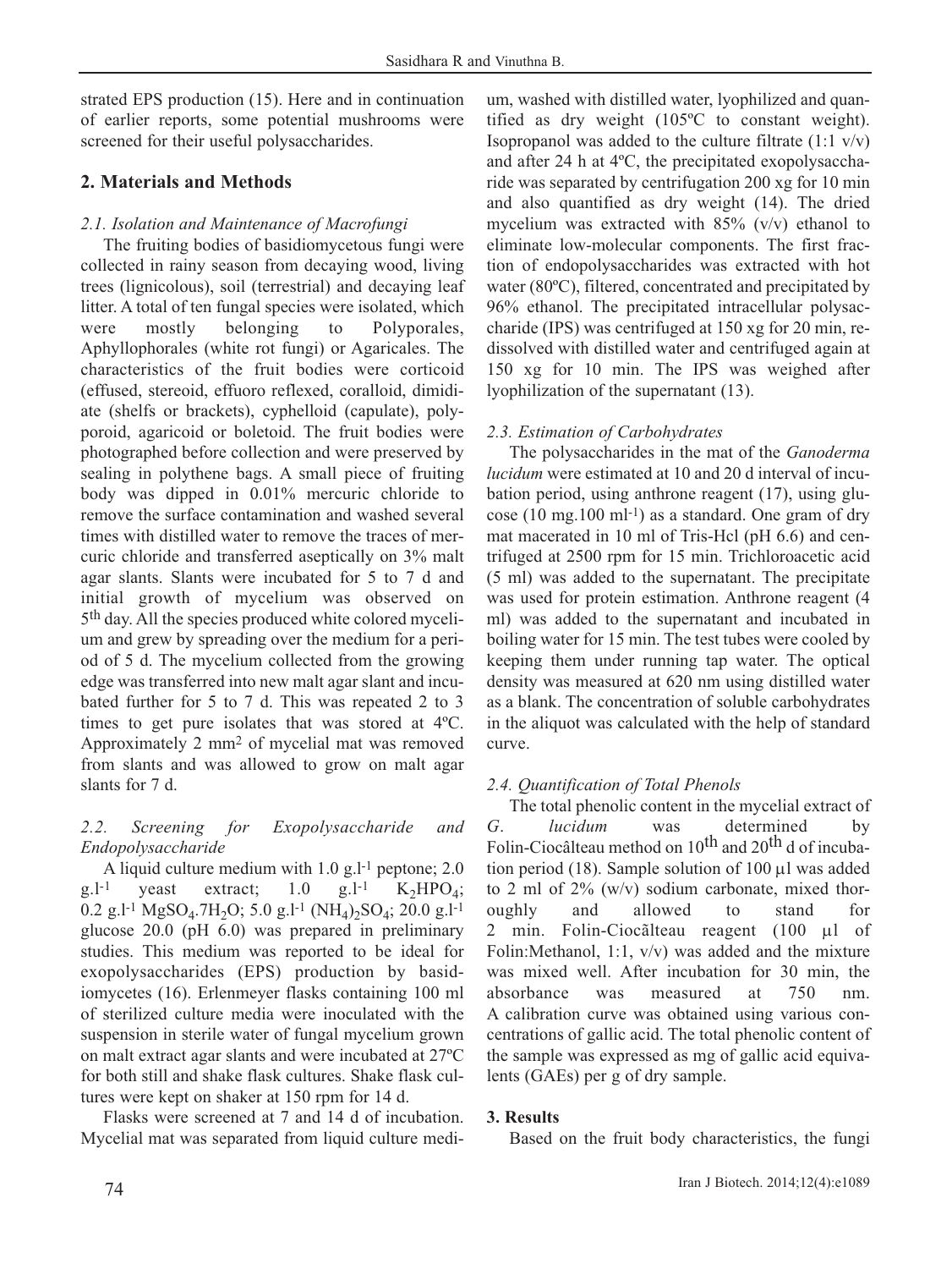strated EPS production (15). Here and in continuation of earlier reports, some potential mushrooms were screened for their useful polysaccharides.

## 2. Materials and Methods

### *2.1. Isolation and Maintenance of Macrofungi*

The fruiting bodies of basidiomycetous fungi were collected in rainy season from decaying wood, living trees (lignicolous), soil (terrestrial) and decaying leaf litter. A total of ten fungal species were isolated, which were mostly belonging to Polyporales, Aphyllophorales (white rot fungi) or Agaricales. The characteristics of the fruit bodies were corticoid (effused, stereoid, effuoro reflexed, coralloid, dimidiate (shelfs or brackets), cyphelloid (capulate), polyporoid, agaricoid or boletoid. The fruit bodies were photographed before collection and were preserved by sealing in polythene bags. A small piece of fruiting body was dipped in 0.01% mercuric chloride to remove the surface contamination and washed several times with distilled water to remove the traces of mercuric chloride and transferred aseptically on 3% malt agar slants. Slants were incubated for 5 to 7 d and initial growth of mycelium was observed on 5th day. All the species produced white colored mycelium and grew by spreading over the medium for a period of 5 d. The mycelium collected from the growing edge was transferred into new malt agar slant and incubated further for 5 to 7 d. This was repeated 2 to 3 times to get pure isolates that was stored at 4ºC. Approximately 2 $mm^2$ of mycelial mat was removed from slants and was allowed to grow on malt agar slants for 7 d.

### *2.2. Screening for Exopolysaccharide and Endopolysaccharide*

A liquid culture medium with 1.0 $g.l^{-1}$ peptone; 2.0 $g.l^{-1}$ yeast extract; 1.0 $g.l^{-1}$ $K_2HPO_4$; 0.2 $g.l^{-1}$ $MgSO_4.7H_2O$; 5.0 $g.l^{-1}$ $(NH_4)_2SO_4$; 20.0 $g.l^{-1}$ glucose 20.0 (pH 6.0) was prepared in preliminary studies. This medium was reported to be ideal for exopolysaccharides (EPS) production by basidiomycetes (16). Erlenmeyer flasks containing 100 ml of sterilized culture media were inoculated with the suspension in sterile water of fungal mycelium grown on malt extract agar slants and were incubated at 27ºC for both still and shake flask cultures. Shake flask cultures were kept on shaker at 150 rpm for 14 d.

Flasks were screened at 7 and 14 d of incubation. Mycelial mat was separated from liquid culture medium, washed with distilled water, lyophilized and quantified as dry weight (105ºC to constant weight). Isopropanol was added to the culture filtrate (1:1 v/v) and after 24 h at 4ºC, the precipitated exopolysaccharide was separated by centrifugation 200 xg for 10 min and also quantified as dry weight (14). The dried mycelium was extracted with 85% (v/v) ethanol to eliminate low-molecular components. The first fraction of endopolysaccharides was extracted with hot water (80ºC), filtered, concentrated and precipitated by 96% ethanol. The precipitated intracellular polysaccharide (IPS) was centrifuged at 150 xg for 20 min, redissolved with distilled water and centrifuged again at 150 xg for 10 min. The IPS was weighed after lyophilization of the supernatant (13).

### *2.3. Estimation of Carbohydrates*

The polysaccharides in the mat of the *Ganoderma lucidum* were estimated at 10 and 20 d interval of incubation period, using anthrone reagent (17), using glucose (10 $mg.100\ ml^{-1}$) as a standard. One gram of dry mat macerated in 10 ml of Tris-Hcl (pH 6.6) and centrifuged at 2500 rpm for 15 min. Trichloroacetic acid (5 ml) was added to the supernatant. The precipitate was used for protein estimation. Anthrone reagent (4 ml) was added to the supernatant and incubated in boiling water for 15 min. The test tubes were cooled by keeping them under running tap water. The optical density was measured at 620 nm using distilled water as a blank. The concentration of soluble carbohydrates in the aliquot was calculated with the help of standard curve.

### *2.4. Quantification of Total Phenols*

The total phenolic content in the mycelial extract of *G. lucidum* was determined by Folin-Ciocâlteau method on 10th and 20th d of incubation period (18). Sample solution of 100 µl was added to 2 ml of 2% (w/v) sodium carbonate, mixed thoroughly and allowed to stand for 2 min. Folin-Ciocãlteau reagent (100 µl of Folin:Methanol, 1:1, v/v) was added and the mixture was mixed well. After incubation for 30 min, the absorbance was measured at 750 nm. A calibration curve was obtained using various concentrations of gallic acid. The total phenolic content of the sample was expressed as mg of gallic acid equivalents (GAEs) per g of dry sample.

## 3. Results

Based on the fruit body characteristics, the fungi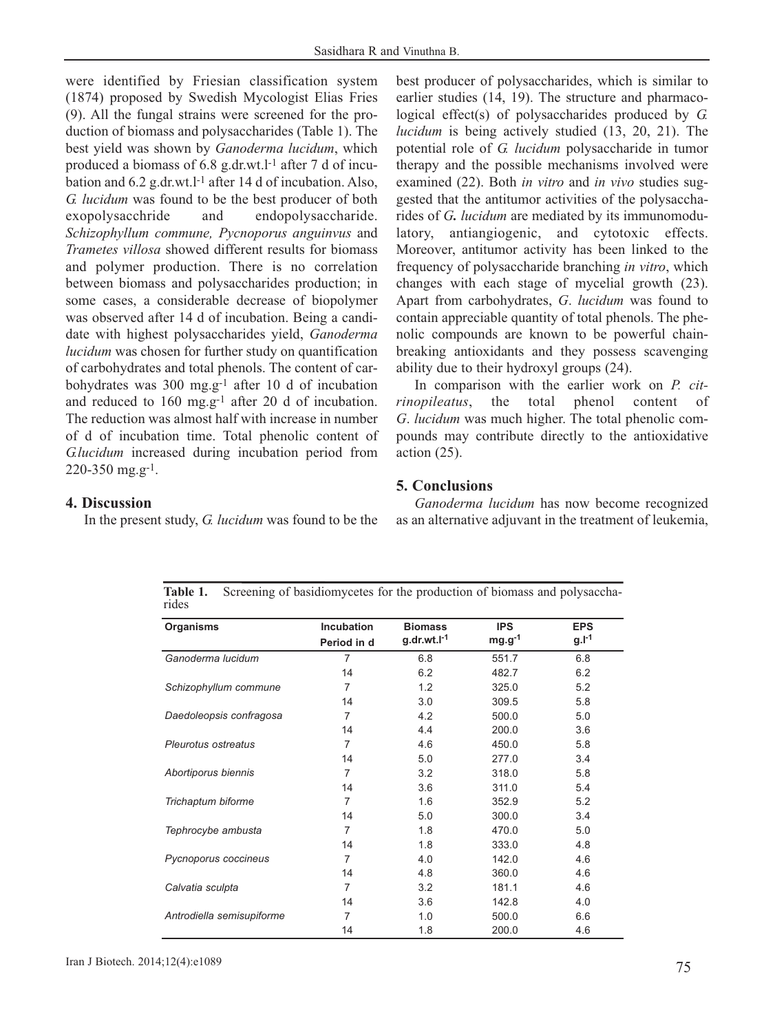were identified by Friesian classification system (1874) proposed by Swedish Mycologist Elias Fries (9). All the fungal strains were screened for the production of biomass and polysaccharides (Table 1). The best yield was shown by *Ganoderma lucidum*, which produced a biomass of 6.8 g.dr.wt.l$^{-1}$ after 7 d of incubation and 6.2 g.dr.wt.l$^{-1}$ after 14 d of incubation. Also, *G. lucidum* was found to be the best producer of both exopolysacchride and endopolysaccharide. *Schizophyllum commune, Pycnoporus anguinvus* and *Trametes villosa* showed different results for biomass and polymer production. There is no correlation between biomass and polysaccharides production; in some cases, a considerable decrease of biopolymer was observed after 14 d of incubation. Being a candidate with highest polysaccharides yield, *Ganoderma lucidum* was chosen for further study on quantification of carbohydrates and total phenols. The content of carbohydrates was 300 mg.g$^{-1}$ after 10 d of incubation and reduced to 160 mg.g$^{-1}$ after 20 d of incubation. The reduction was almost half with increase in number of d of incubation time. Total phenolic content of *G.lucidum* increased during incubation period from 220-350 mg.g$^{-1}$.

## 4. Discussion

In the present study, *G. lucidum* was found to be the best producer of polysaccharides, which is similar to earlier studies (14, 19). The structure and pharmacological effect(s) of polysaccharides produced by *G. lucidum* is being actively studied (13, 20, 21). The potential role of *G. lucidum* polysaccharide in tumor therapy and the possible mechanisms involved were examined (22). Both *in vitro* and *in vivo* studies suggested that the antitumor activities of the polysaccharides of *G. lucidum* are mediated by its immunomodulatory, antiangiogenic, and cytotoxic effects. Moreover, antitumor activity has been linked to the frequency of polysaccharide branching *in vitro*, which changes with each stage of mycelial growth (23). Apart from carbohydrates, *G. lucidum* was found to contain appreciable quantity of total phenols. The phenolic compounds are known to be powerful chain-breaking antioxidants and they possess scavenging ability due to their hydroxyl groups (24).

In comparison with the earlier work on *P. citrinopileatus*, the total phenol content of *G. lucidum* was much higher. The total phenolic compounds may contribute directly to the antioxidative action (25).

## 5. Conclusions

*Ganoderma lucidum* has now become recognized as an alternative adjuvant in the treatment of leukemia,

**Table 1.** Screening of basidiomycetes for the production of biomass and polysaccharides

| Organisms | Incubation Period in d | Biomass g.dr.wt.l$^{-1}$ | IPS mg.g$^{-1}$ | EPS g.l$^{-1}$ |
|---|---|---|---|---|
| *Ganoderma lucidum* | 7 | 6.8 | 551.7 | 6.8 |
| | 14 | 6.2 | 482.7 | 6.2 |
| *Schizophyllum commune* | 7 | 1.2 | 325.0 | 5.2 |
| | 14 | 3.0 | 309.5 | 5.8 |
| *Daedoleopsis confragosa* | 7 | 4.2 | 500.0 | 5.0 |
| | 14 | 4.4 | 200.0 | 3.6 |
| *Pleurotus ostreatus* | 7 | 4.6 | 450.0 | 5.8 |
| | 14 | 5.0 | 277.0 | 3.4 |
| *Abortiporus biennis* | 7 | 3.2 | 318.0 | 5.8 |
| | 14 | 3.6 | 311.0 | 5.4 |
| *Trichaptum biforme* | 7 | 1.6 | 352.9 | 5.2 |
| | 14 | 5.0 | 300.0 | 3.4 |
| *Tephrocybe ambusta* | 7 | 1.8 | 470.0 | 5.0 |
| | 14 | 1.8 | 333.0 | 4.8 |
| *Pycnoporus coccineus* | 7 | 4.0 | 142.0 | 4.6 |
| | 14 | 4.8 | 360.0 | 4.6 |
| *Calvatia sculpta* | 7 | 3.2 | 181.1 | 4.6 |
| | 14 | 3.6 | 142.8 | 4.0 |
| *Antrodiella semisupiforme* | 7 | 1.0 | 500.0 | 6.6 |
| | 14 | 1.8 | 200.0 | 4.6 |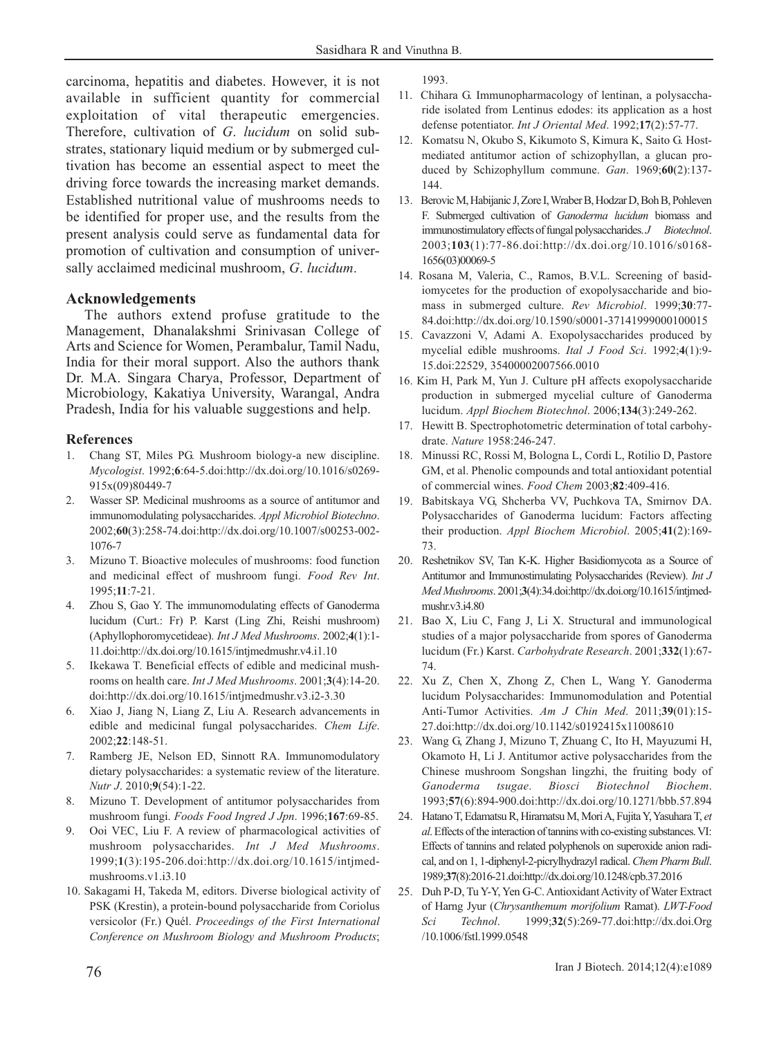carcinoma, hepatitis and diabetes. However, it is not available in sufficient quantity for commercial exploitation of vital therapeutic emergencies. Therefore, cultivation of *G. lucidum* on solid substrates, stationary liquid medium or by submerged cultivation has become an essential aspect to meet the driving force towards the increasing market demands. Established nutritional value of mushrooms needs to be identified for proper use, and the results from the present analysis could serve as fundamental data for promotion of cultivation and consumption of universally acclaimed medicinal mushroom, *G. lucidum*.

## Acknowledgements

The authors extend profuse gratitude to the Management, Dhanalakshmi Srinivasan College of Arts and Science for Women, Perambalur, Tamil Nadu, India for their moral support. Also the authors thank Dr. M.A. Singara Charya, Professor, Department of Microbiology, Kakatiya University, Warangal, Andra Pradesh, India for his valuable suggestions and help.

## References

1. Chang ST, Miles PG. Mushroom biology-a new discipline. *Mycologist*. 1992;**6**:64-5.doi:http://dx.doi.org/10.1016/s0269-915x(09)80449-7
2. Wasser SP. Medicinal mushrooms as a source of antitumor and immunomodulating polysaccharides. *Appl Microbiol Biotechno*. 2002;**60**(3):258-74.doi:http://dx.doi.org/10.1007/s00253-002-1076-7
3. Mizuno T. Bioactive molecules of mushrooms: food function and medicinal effect of mushroom fungi. *Food Rev Int*. 1995;**11**:7-21.
4. Zhou S, Gao Y. The immunomodulating effects of Ganoderma lucidum (Curt.: Fr) P. Karst (Ling Zhi, Reishi mushroom) (Aphyllophoromycetideae). *Int J Med Mushrooms*. 2002;**4**(1):1-11.doi:http://dx.doi.org/10.1615/intjmedmushr.v4.i1.10
5. Ikekawa T. Beneficial effects of edible and medicinal mushrooms on health care. *Int J Med Mushrooms*. 2001;**3**(4):14-20. doi:http://dx.doi.org/10.1615/intjmedmushr.v3.i2-3.30
6. Xiao J, Jiang N, Liang Z, Liu A. Research advancements in edible and medicinal fungal polysaccharides. *Chem Life*. 2002;**22**:148-51.
7. Ramberg JE, Nelson ED, Sinnott RA. Immunomodulatory dietary polysaccharides: a systematic review of the literature. *Nutr J*. 2010;**9**(54):1-22.
8. Mizuno T. Development of antitumor polysaccharides from mushroom fungi. *Foods Food Ingred J Jpn*. 1996;**167**:69-85.
9. Ooi VEC, Liu F. A review of pharmacological activities of mushroom polysaccharides. *Int J Med Mushrooms*. 1999;**1**(3):195-206.doi:http://dx.doi.org/10.1615/intjmedmushrooms.v1.i3.10
10. Sakagami H, Takeda M, editors. Diverse biological activity of PSK (Krestin), a protein-bound polysaccharide from Coriolus versicolor (Fr.) Quél. *Proceedings of the First International Conference on Mushroom Biology and Mushroom Products*; 1993.
11. Chihara G. Immunopharmacology of lentinan, a polysaccharide isolated from Lentinus edodes: its application as a host defense potentiator. *Int J Oriental Med*. 1992;**17**(2):57-77.
12. Komatsu N, Okubo S, Kikumoto S, Kimura K, Saito G. Host-mediated antitumor action of schizophyllan, a glucan produced by Schizophyllum commune. *Gan*. 1969;**60**(2):137-144.
13. Berovic M, Habijanic J, Zore I, Wraber B, Hodzar D, Boh B, Pohleven F. Submerged cultivation of *Ganoderma lucidum* biomass and immunostimulatory effects of fungal polysaccharides. *J Biotechnol*. 2003;**103**(1):77-86.doi:http://dx.doi.org/10.1016/s0168-1656(03)00069-5
14. Rosana M, Valeria, C., Ramos, B.V.L. Screening of basidiomycetes for the production of exopolysaccharide and biomass in submerged culture. *Rev Microbiol*. 1999;**30**:77-84.doi:http://dx.doi.org/10.1590/s0001-37141999000100015
15. Cavazzoni V, Adami A. Exopolysaccharides produced by mycelial edible mushrooms. *Ital J Food Sci*. 1992;**4**(1):9-15.doi:22529, 35400002007566.0010
16. Kim H, Park M, Yun J. Culture pH affects exopolysaccharide production in submerged mycelial culture of Ganoderma lucidum. *Appl Biochem Biotechnol*. 2006;**134**(3):249-262.
17. Hewitt B. Spectrophotometric determination of total carbohydrate. *Nature* 1958:246-247.
18. Minussi RC, Rossi M, Bologna L, Cordi L, Rotilio D, Pastore GM, et al. Phenolic compounds and total antioxidant potential of commercial wines. *Food Chem* 2003;**82**:409-416.
19. Babitskaya VG, Shcherba VV, Puchkova TA, Smirnov DA. Polysaccharides of Ganoderma lucidum: Factors affecting their production. *Appl Biochem Microbiol*. 2005;**41**(2):169-73.
20. Reshetnikov SV, Tan K-K. Higher Basidiomycota as a Source of Antitumor and Immunostimulating Polysaccharides (Review). *Int J Med Mushrooms*. 2001;**3**(4):34.doi:http://dx.doi.org/10.1615/intjmedmushr.v3.i4.80
21. Bao X, Liu C, Fang J, Li X. Structural and immunological studies of a major polysaccharide from spores of Ganoderma lucidum (Fr.) Karst. *Carbohydrate Research*. 2001;**332**(1):67-74.
22. Xu Z, Chen X, Zhong Z, Chen L, Wang Y. Ganoderma lucidum Polysaccharides: Immunomodulation and Potential Anti-Tumor Activities. *Am J Chin Med*. 2011;**39**(01):15-27.doi:http://dx.doi.org/10.1142/s0192415x11008610
23. Wang G, Zhang J, Mizuno T, Zhuang C, Ito H, Mayuzumi H, Okamoto H, Li J. Antitumor active polysaccharides from the Chinese mushroom Songshan lingzhi, the fruiting body of *Ganoderma tsugae*. *Biosci Biotechnol Biochem*. 1993;**57**(6):894-900.doi:http://dx.doi.org/10.1271/bbb.57.894
24. Hatano T, Edamatsu R, Hiramatsu M, Mori A, Fujita Y, Yasuhara T, *et al*. Effects of the interaction of tannins with co-existing substances. VI: Effects of tannins and related polyphenols on superoxide anion radical, and on 1, 1-diphenyl-2-picrylhydrazyl radical. *Chem Pharm Bull*. 1989;**37**(8):2016-21.doi:http://dx.doi.org/10.1248/cpb.37.2016
25. Duh P-D, Tu Y-Y, Yen G-C. Antioxidant Activity of Water Extract of Harng Jyur (*Chrysanthemum morifolium* Ramat). *LWT-Food Sci Technol*. 1999;**32**(5):269-77.doi:http://dx.doi.Org/10.1006/fstl.1999.0548